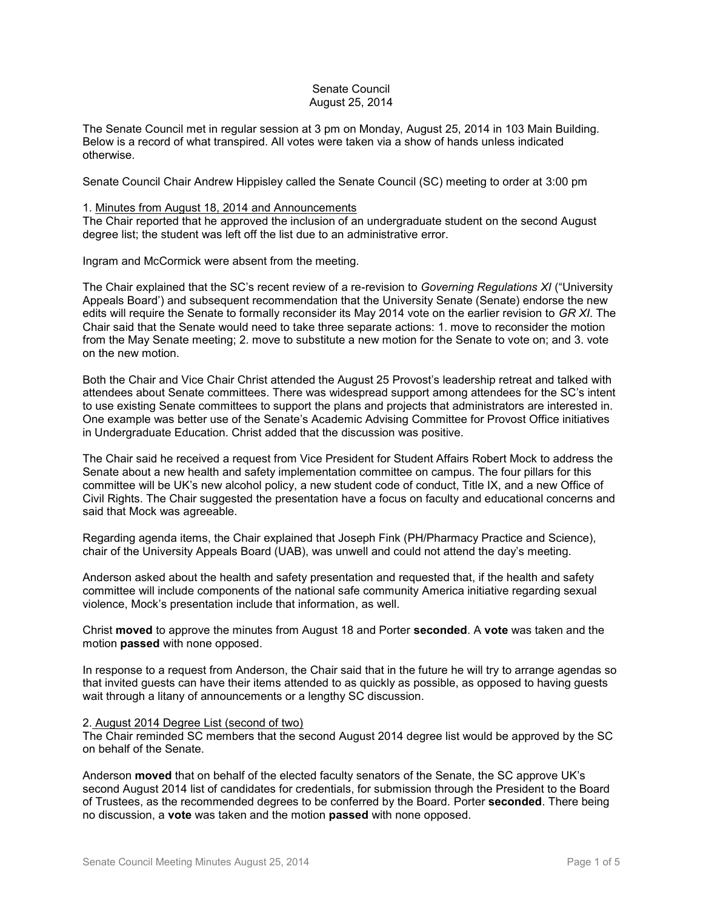Senate Council
August 25, 2014

The Senate Council met in regular session at 3 pm on Monday, August 25, 2014 in 103 Main Building. Below is a record of what transpired. All votes were taken via a show of hands unless indicated otherwise.

Senate Council Chair Andrew Hippisley called the Senate Council (SC) meeting to order at 3:00 pm

1. Minutes from August 18, 2014 and Announcements

The Chair reported that he approved the inclusion of an undergraduate student on the second August degree list; the student was left off the list due to an administrative error.

Ingram and McCormick were absent from the meeting.

The Chair explained that the SC's recent review of a re-revision to *Governing Regulations XI* ("University Appeals Board') and subsequent recommendation that the University Senate (Senate) endorse the new edits will require the Senate to formally reconsider its May 2014 vote on the earlier revision to *GR XI*. The Chair said that the Senate would need to take three separate actions: 1. move to reconsider the motion from the May Senate meeting; 2. move to substitute a new motion for the Senate to vote on; and 3. vote on the new motion.

Both the Chair and Vice Chair Christ attended the August 25 Provost's leadership retreat and talked with attendees about Senate committees. There was widespread support among attendees for the SC's intent to use existing Senate committees to support the plans and projects that administrators are interested in. One example was better use of the Senate's Academic Advising Committee for Provost Office initiatives in Undergraduate Education. Christ added that the discussion was positive.

The Chair said he received a request from Vice President for Student Affairs Robert Mock to address the Senate about a new health and safety implementation committee on campus. The four pillars for this committee will be UK's new alcohol policy, a new student code of conduct, Title IX, and a new Office of Civil Rights. The Chair suggested the presentation have a focus on faculty and educational concerns and said that Mock was agreeable.

Regarding agenda items, the Chair explained that Joseph Fink (PH/Pharmacy Practice and Science), chair of the University Appeals Board (UAB), was unwell and could not attend the day's meeting.

Anderson asked about the health and safety presentation and requested that, if the health and safety committee will include components of the national safe community America initiative regarding sexual violence, Mock's presentation include that information, as well.

Christ **moved** to approve the minutes from August 18 and Porter **seconded**. A **vote** was taken and the motion **passed** with none opposed.

In response to a request from Anderson, the Chair said that in the future he will try to arrange agendas so that invited guests can have their items attended to as quickly as possible, as opposed to having guests wait through a litany of announcements or a lengthy SC discussion.

2. August 2014 Degree List (second of two)

The Chair reminded SC members that the second August 2014 degree list would be approved by the SC on behalf of the Senate.

Anderson **moved** that on behalf of the elected faculty senators of the Senate, the SC approve UK's second August 2014 list of candidates for credentials, for submission through the President to the Board of Trustees, as the recommended degrees to be conferred by the Board. Porter **seconded**. There being no discussion, a **vote** was taken and the motion **passed** with none opposed.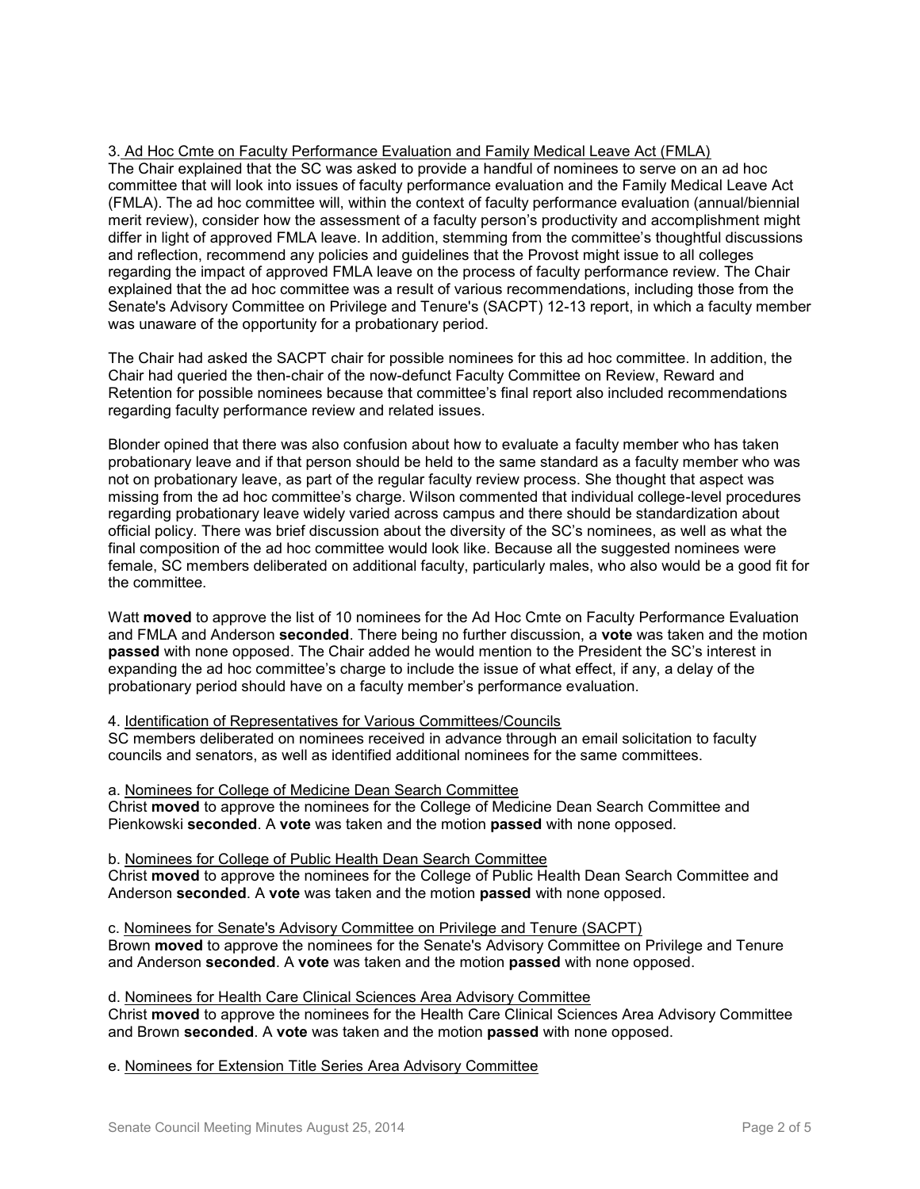3. Ad Hoc Cmte on Faculty Performance Evaluation and Family Medical Leave Act (FMLA)

The Chair explained that the SC was asked to provide a handful of nominees to serve on an ad hoc committee that will look into issues of faculty performance evaluation and the Family Medical Leave Act (FMLA). The ad hoc committee will, within the context of faculty performance evaluation (annual/biennial merit review), consider how the assessment of a faculty person's productivity and accomplishment might differ in light of approved FMLA leave. In addition, stemming from the committee's thoughtful discussions and reflection, recommend any policies and guidelines that the Provost might issue to all colleges regarding the impact of approved FMLA leave on the process of faculty performance review. The Chair explained that the ad hoc committee was a result of various recommendations, including those from the Senate's Advisory Committee on Privilege and Tenure's (SACPT) 12-13 report, in which a faculty member was unaware of the opportunity for a probationary period.

The Chair had asked the SACPT chair for possible nominees for this ad hoc committee. In addition, the Chair had queried the then-chair of the now-defunct Faculty Committee on Review, Reward and Retention for possible nominees because that committee's final report also included recommendations regarding faculty performance review and related issues.

Blonder opined that there was also confusion about how to evaluate a faculty member who has taken probationary leave and if that person should be held to the same standard as a faculty member who was not on probationary leave, as part of the regular faculty review process. She thought that aspect was missing from the ad hoc committee's charge. Wilson commented that individual college-level procedures regarding probationary leave widely varied across campus and there should be standardization about official policy. There was brief discussion about the diversity of the SC's nominees, as well as what the final composition of the ad hoc committee would look like. Because all the suggested nominees were female, SC members deliberated on additional faculty, particularly males, who also would be a good fit for the committee.

Watt **moved** to approve the list of 10 nominees for the Ad Hoc Cmte on Faculty Performance Evaluation and FMLA and Anderson **seconded**. There being no further discussion, a **vote** was taken and the motion **passed** with none opposed. The Chair added he would mention to the President the SC's interest in expanding the ad hoc committee's charge to include the issue of what effect, if any, a delay of the probationary period should have on a faculty member's performance evaluation.

4. Identification of Representatives for Various Committees/Councils

SC members deliberated on nominees received in advance through an email solicitation to faculty councils and senators, as well as identified additional nominees for the same committees.

a. Nominees for College of Medicine Dean Search Committee

Christ **moved** to approve the nominees for the College of Medicine Dean Search Committee and Pienkowski **seconded**. A **vote** was taken and the motion **passed** with none opposed.

b. Nominees for College of Public Health Dean Search Committee

Christ **moved** to approve the nominees for the College of Public Health Dean Search Committee and Anderson **seconded**. A **vote** was taken and the motion **passed** with none opposed.

c. Nominees for Senate's Advisory Committee on Privilege and Tenure (SACPT)

Brown **moved** to approve the nominees for the Senate's Advisory Committee on Privilege and Tenure and Anderson **seconded**. A **vote** was taken and the motion **passed** with none opposed.

d. Nominees for Health Care Clinical Sciences Area Advisory Committee

Christ **moved** to approve the nominees for the Health Care Clinical Sciences Area Advisory Committee and Brown **seconded**. A **vote** was taken and the motion **passed** with none opposed.

e. Nominees for Extension Title Series Area Advisory Committee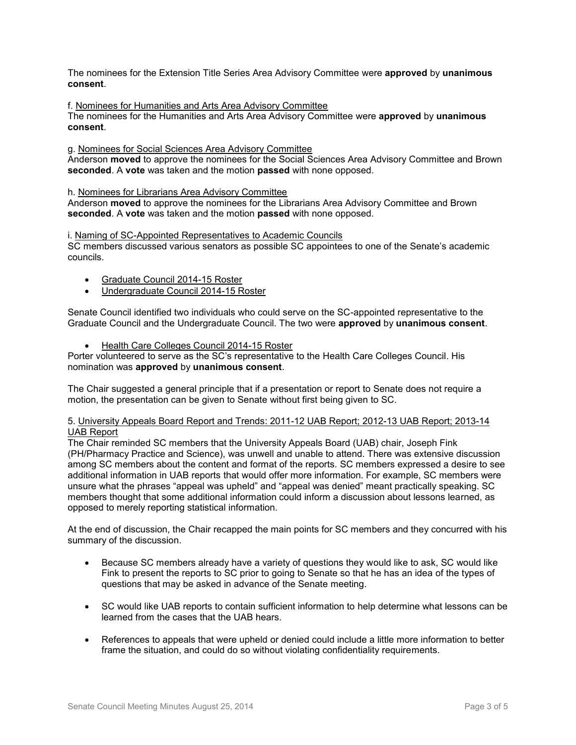The nominees for the Extension Title Series Area Advisory Committee were **approved** by **unanimous consent**.

f. Nominees for Humanities and Arts Area Advisory Committee
The nominees for the Humanities and Arts Area Advisory Committee were **approved** by **unanimous consent**.

g. Nominees for Social Sciences Area Advisory Committee
Anderson **moved** to approve the nominees for the Social Sciences Area Advisory Committee and Brown **seconded**. A **vote** was taken and the motion **passed** with none opposed.

h. Nominees for Librarians Area Advisory Committee
Anderson **moved** to approve the nominees for the Librarians Area Advisory Committee and Brown **seconded**. A **vote** was taken and the motion **passed** with none opposed.

i. Naming of SC-Appointed Representatives to Academic Councils
SC members discussed various senators as possible SC appointees to one of the Senate's academic councils.

- Graduate Council 2014-15 Roster
- Undergraduate Council 2014-15 Roster

Senate Council identified two individuals who could serve on the SC-appointed representative to the Graduate Council and the Undergraduate Council. The two were **approved** by **unanimous consent**.

- Health Care Colleges Council 2014-15 Roster

Porter volunteered to serve as the SC's representative to the Health Care Colleges Council. His nomination was **approved** by **unanimous consent**.

The Chair suggested a general principle that if a presentation or report to Senate does not require a motion, the presentation can be given to Senate without first being given to SC.

5. University Appeals Board Report and Trends: 2011-12 UAB Report; 2012-13 UAB Report; 2013-14 UAB Report
The Chair reminded SC members that the University Appeals Board (UAB) chair, Joseph Fink (PH/Pharmacy Practice and Science), was unwell and unable to attend. There was extensive discussion among SC members about the content and format of the reports. SC members expressed a desire to see additional information in UAB reports that would offer more information. For example, SC members were unsure what the phrases "appeal was upheld" and "appeal was denied" meant practically speaking. SC members thought that some additional information could inform a discussion about lessons learned, as opposed to merely reporting statistical information.

At the end of discussion, the Chair recapped the main points for SC members and they concurred with his summary of the discussion.

- Because SC members already have a variety of questions they would like to ask, SC would like Fink to present the reports to SC prior to going to Senate so that he has an idea of the types of questions that may be asked in advance of the Senate meeting.
- SC would like UAB reports to contain sufficient information to help determine what lessons can be learned from the cases that the UAB hears.
- References to appeals that were upheld or denied could include a little more information to better frame the situation, and could do so without violating confidentiality requirements.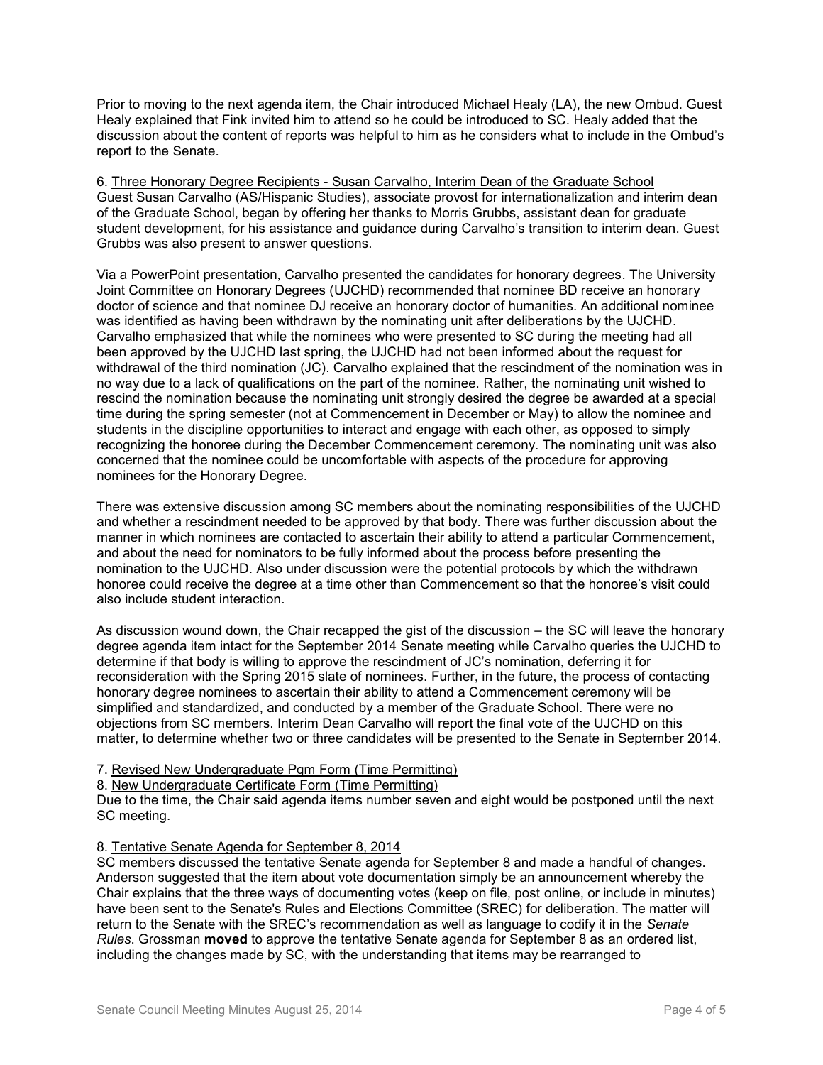Prior to moving to the next agenda item, the Chair introduced Michael Healy (LA), the new Ombud. Guest Healy explained that Fink invited him to attend so he could be introduced to SC. Healy added that the discussion about the content of reports was helpful to him as he considers what to include in the Ombud's report to the Senate.

6. <u>Three Honorary Degree Recipients - Susan Carvalho, Interim Dean of the Graduate School</u>
Guest Susan Carvalho (AS/Hispanic Studies), associate provost for internationalization and interim dean of the Graduate School, began by offering her thanks to Morris Grubbs, assistant dean for graduate student development, for his assistance and guidance during Carvalho's transition to interim dean. Guest Grubbs was also present to answer questions.

Via a PowerPoint presentation, Carvalho presented the candidates for honorary degrees. The University Joint Committee on Honorary Degrees (UJCHD) recommended that nominee BD receive an honorary doctor of science and that nominee DJ receive an honorary doctor of humanities. An additional nominee was identified as having been withdrawn by the nominating unit after deliberations by the UJCHD. Carvalho emphasized that while the nominees who were presented to SC during the meeting had all been approved by the UJCHD last spring, the UJCHD had not been informed about the request for withdrawal of the third nomination (JC). Carvalho explained that the rescindment of the nomination was in no way due to a lack of qualifications on the part of the nominee. Rather, the nominating unit wished to rescind the nomination because the nominating unit strongly desired the degree be awarded at a special time during the spring semester (not at Commencement in December or May) to allow the nominee and students in the discipline opportunities to interact and engage with each other, as opposed to simply recognizing the honoree during the December Commencement ceremony. The nominating unit was also concerned that the nominee could be uncomfortable with aspects of the procedure for approving nominees for the Honorary Degree.

There was extensive discussion among SC members about the nominating responsibilities of the UJCHD and whether a rescindment needed to be approved by that body. There was further discussion about the manner in which nominees are contacted to ascertain their ability to attend a particular Commencement, and about the need for nominators to be fully informed about the process before presenting the nomination to the UJCHD. Also under discussion were the potential protocols by which the withdrawn honoree could receive the degree at a time other than Commencement so that the honoree's visit could also include student interaction.

As discussion wound down, the Chair recapped the gist of the discussion – the SC will leave the honorary degree agenda item intact for the September 2014 Senate meeting while Carvalho queries the UJCHD to determine if that body is willing to approve the rescindment of JC's nomination, deferring it for reconsideration with the Spring 2015 slate of nominees. Further, in the future, the process of contacting honorary degree nominees to ascertain their ability to attend a Commencement ceremony will be simplified and standardized, and conducted by a member of the Graduate School. There were no objections from SC members. Interim Dean Carvalho will report the final vote of the UJCHD on this matter, to determine whether two or three candidates will be presented to the Senate in September 2014.

7. <u>Revised New Undergraduate Pgm Form (Time Permitting)</u>
8. <u>New Undergraduate Certificate Form (Time Permitting)</u>
Due to the time, the Chair said agenda items number seven and eight would be postponed until the next SC meeting.

8. <u>Tentative Senate Agenda for September 8, 2014</u>
SC members discussed the tentative Senate agenda for September 8 and made a handful of changes. Anderson suggested that the item about vote documentation simply be an announcement whereby the Chair explains that the three ways of documenting votes (keep on file, post online, or include in minutes) have been sent to the Senate's Rules and Elections Committee (SREC) for deliberation. The matter will return to the Senate with the SREC's recommendation as well as language to codify it in the *Senate Rules*. Grossman **moved** to approve the tentative Senate agenda for September 8 as an ordered list, including the changes made by SC, with the understanding that items may be rearranged to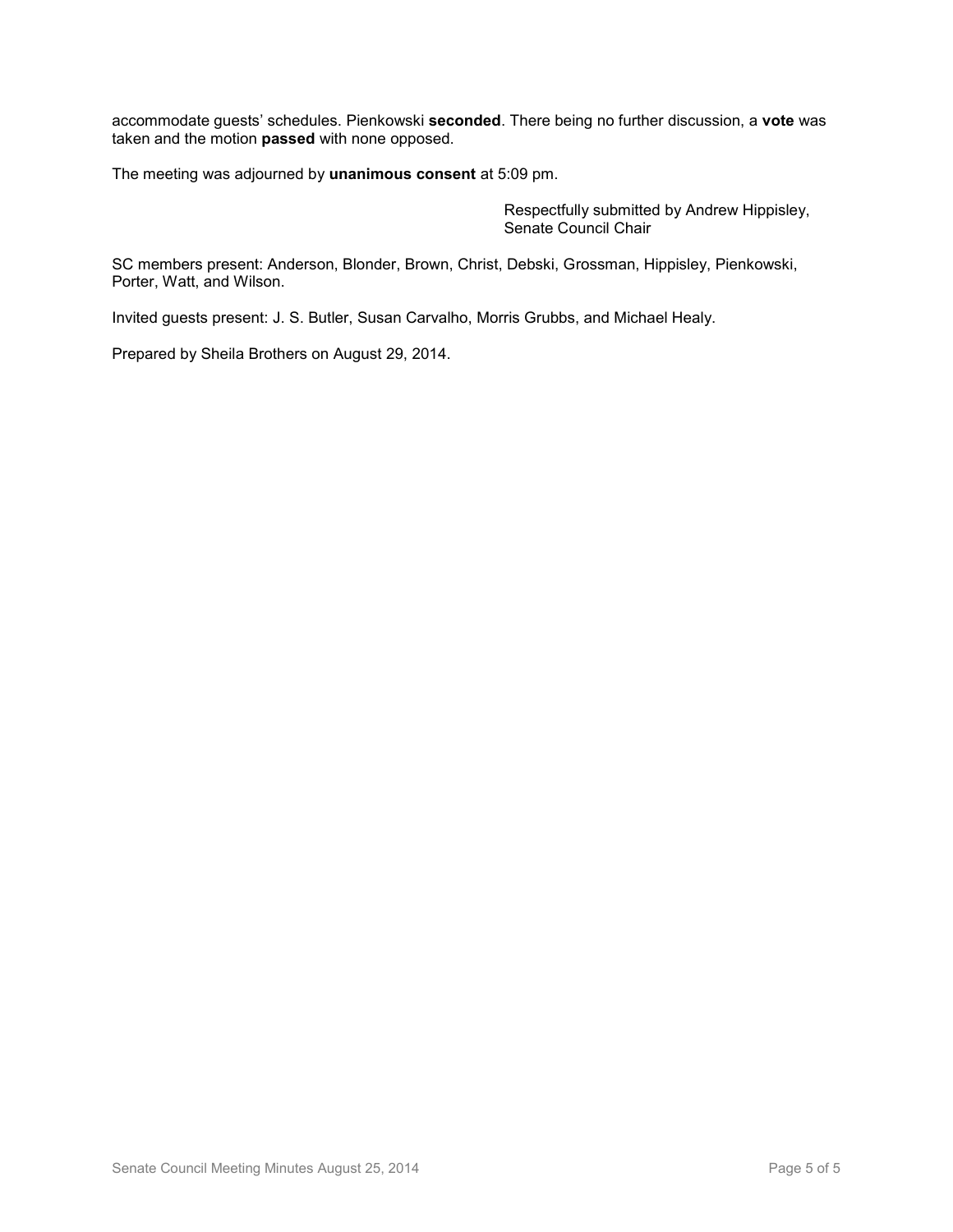accommodate guests' schedules. Pienkowski **seconded**. There being no further discussion, a **vote** was taken and the motion **passed** with none opposed.

The meeting was adjourned by **unanimous consent** at 5:09 pm.

Respectfully submitted by Andrew Hippisley,
Senate Council Chair

SC members present: Anderson, Blonder, Brown, Christ, Debski, Grossman, Hippisley, Pienkowski, Porter, Watt, and Wilson.

Invited guests present: J. S. Butler, Susan Carvalho, Morris Grubbs, and Michael Healy.

Prepared by Sheila Brothers on August 29, 2014.